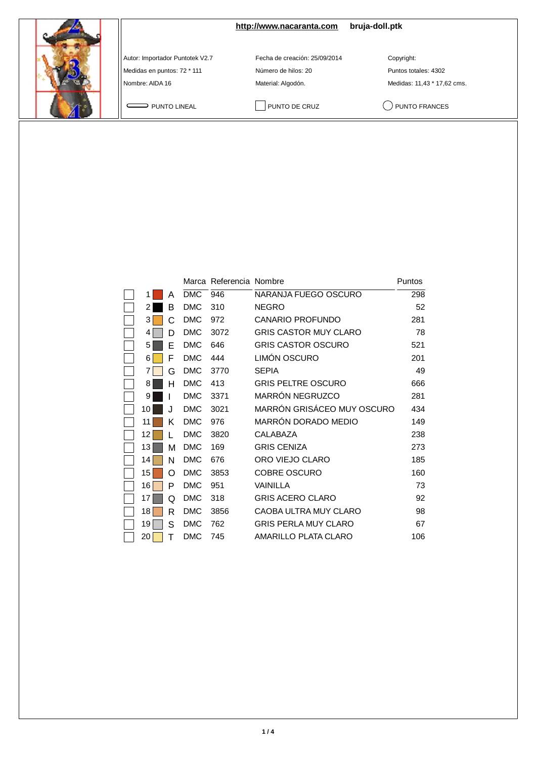**http://www.nacaranta.com** **bruja-doll.ptk**

Autor: Importador Puntotek V2.7
Medidas en puntos: 72 * 111
Nombre: AIDA 16

Fecha de creación: 25/09/2014
Número de hilos: 20
Material: Algodón.

Copyright:
Puntos totales: 4302
Medidas: 11,43 * 17,62 cms.

PUNTO LINEAL — PUNTO DE CRUZ — PUNTO FRANCES

| | | Marca | Referencia | Nombre | Puntos |
|---|---|---|---|---|---|
| 1 | A | DMC | 946 | NARANJA FUEGO OSCURO | 298 |
| 2 | B | DMC | 310 | NEGRO | 52 |
| 3 | C | DMC | 972 | CANARIO PROFUNDO | 281 |
| 4 | D | DMC | 3072 | GRIS CASTOR MUY CLARO | 78 |
| 5 | E | DMC | 646 | GRIS CASTOR OSCURO | 521 |
| 6 | F | DMC | 444 | LIMÓN OSCURO | 201 |
| 7 | G | DMC | 3770 | SEPIA | 49 |
| 8 | H | DMC | 413 | GRIS PELTRE OSCURO | 666 |
| 9 | I | DMC | 3371 | MARRÓN NEGRUZCO | 281 |
| 10 | J | DMC | 3021 | MARRÓN GRISÁCEO MUY OSCURO | 434 |
| 11 | K | DMC | 976 | MARRÓN DORADO MEDIO | 149 |
| 12 | L | DMC | 3820 | CALABAZA | 238 |
| 13 | M | DMC | 169 | GRIS CENIZA | 273 |
| 14 | N | DMC | 676 | ORO VIEJO CLARO | 185 |
| 15 | O | DMC | 3853 | COBRE OSCURO | 160 |
| 16 | P | DMC | 951 | VAINILLA | 73 |
| 17 | Q | DMC | 318 | GRIS ACERO CLARO | 92 |
| 18 | R | DMC | 3856 | CAOBA ULTRA MUY CLARO | 98 |
| 19 | S | DMC | 762 | GRIS PERLA MUY CLARO | 67 |
| 20 | T | DMC | 745 | AMARILLO PLATA CLARO | 106 |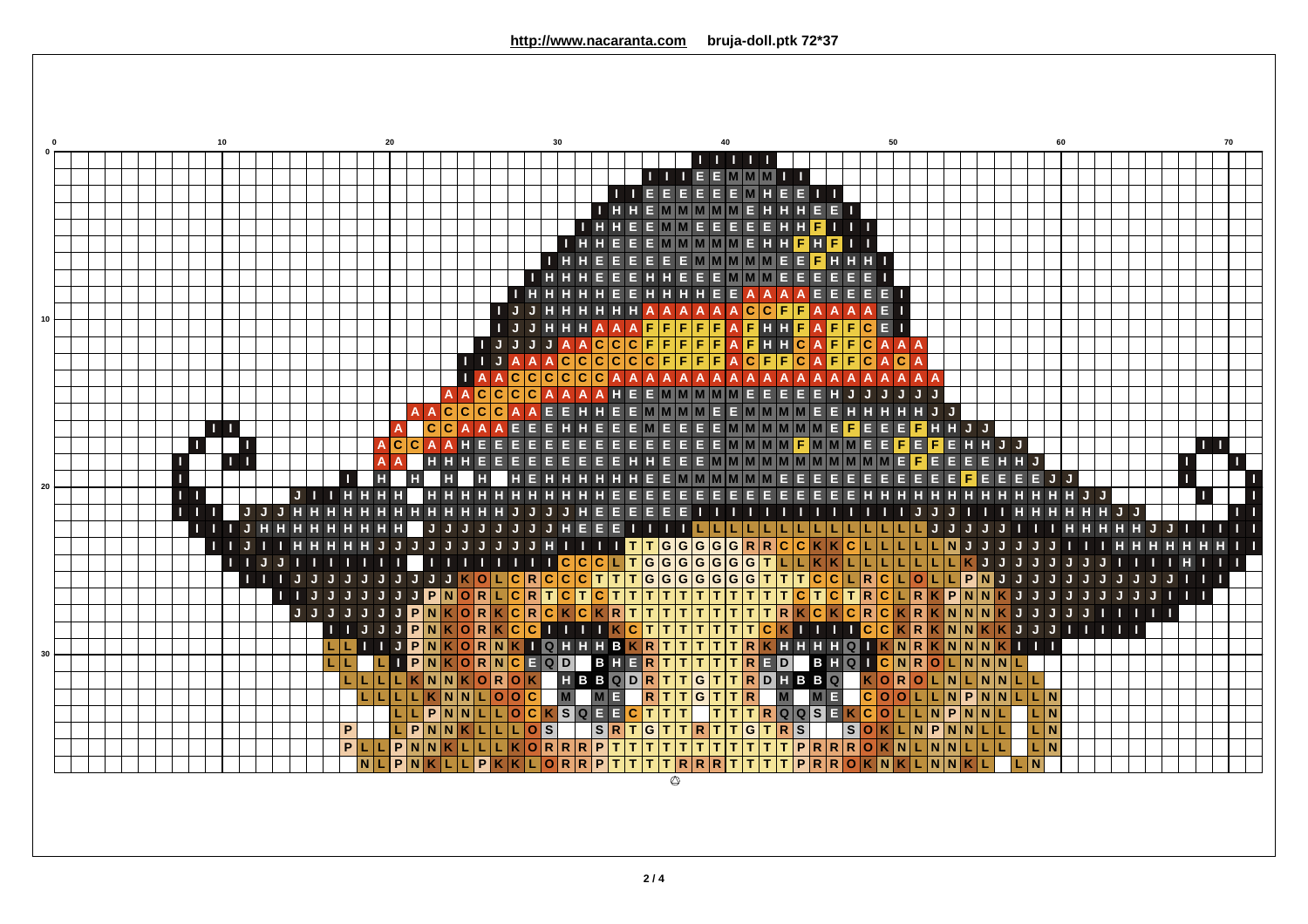http://www.nacaranta.com bruja-doll.ptk 72*37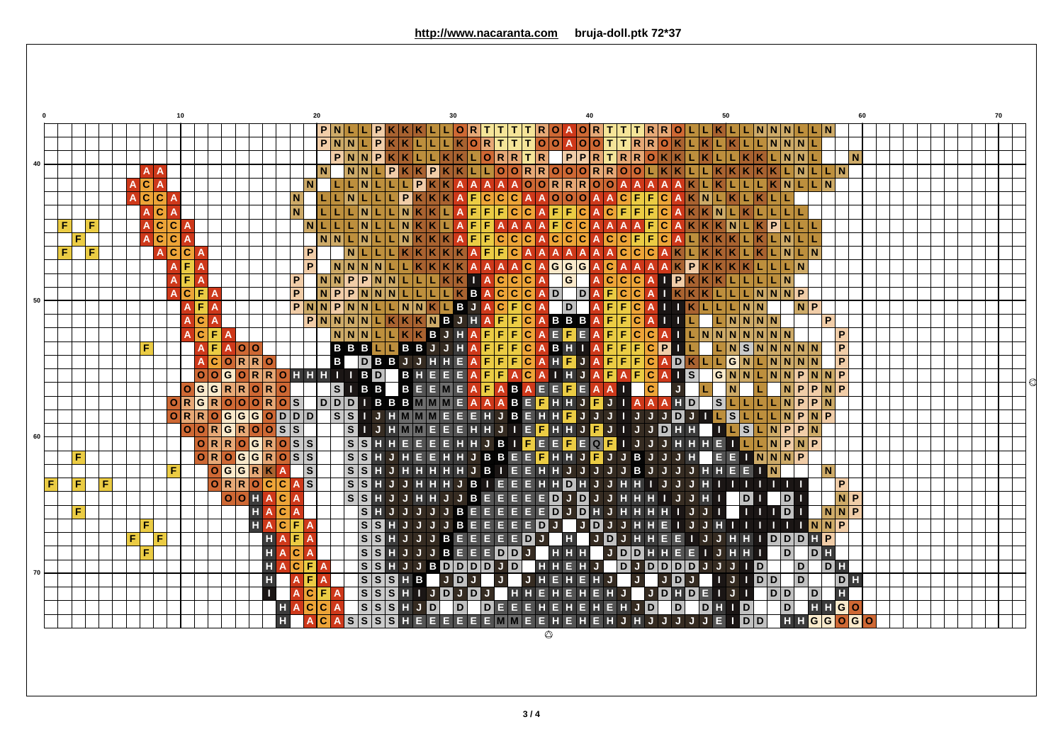**http://www.nacaranta.com** **bruja-doll.ptk 72*37**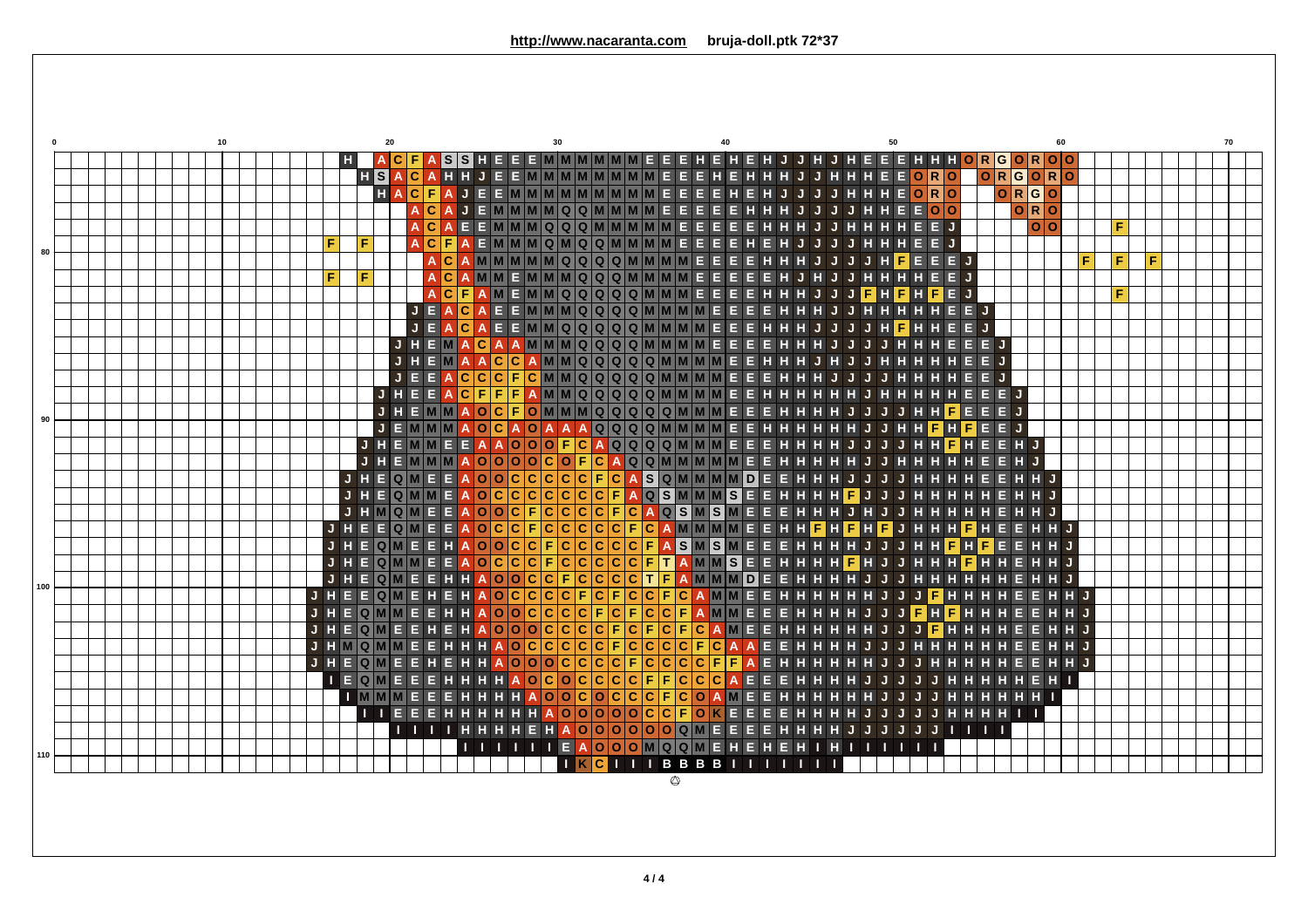http://www.nacaranta.com bruja-doll.ptk 72*37